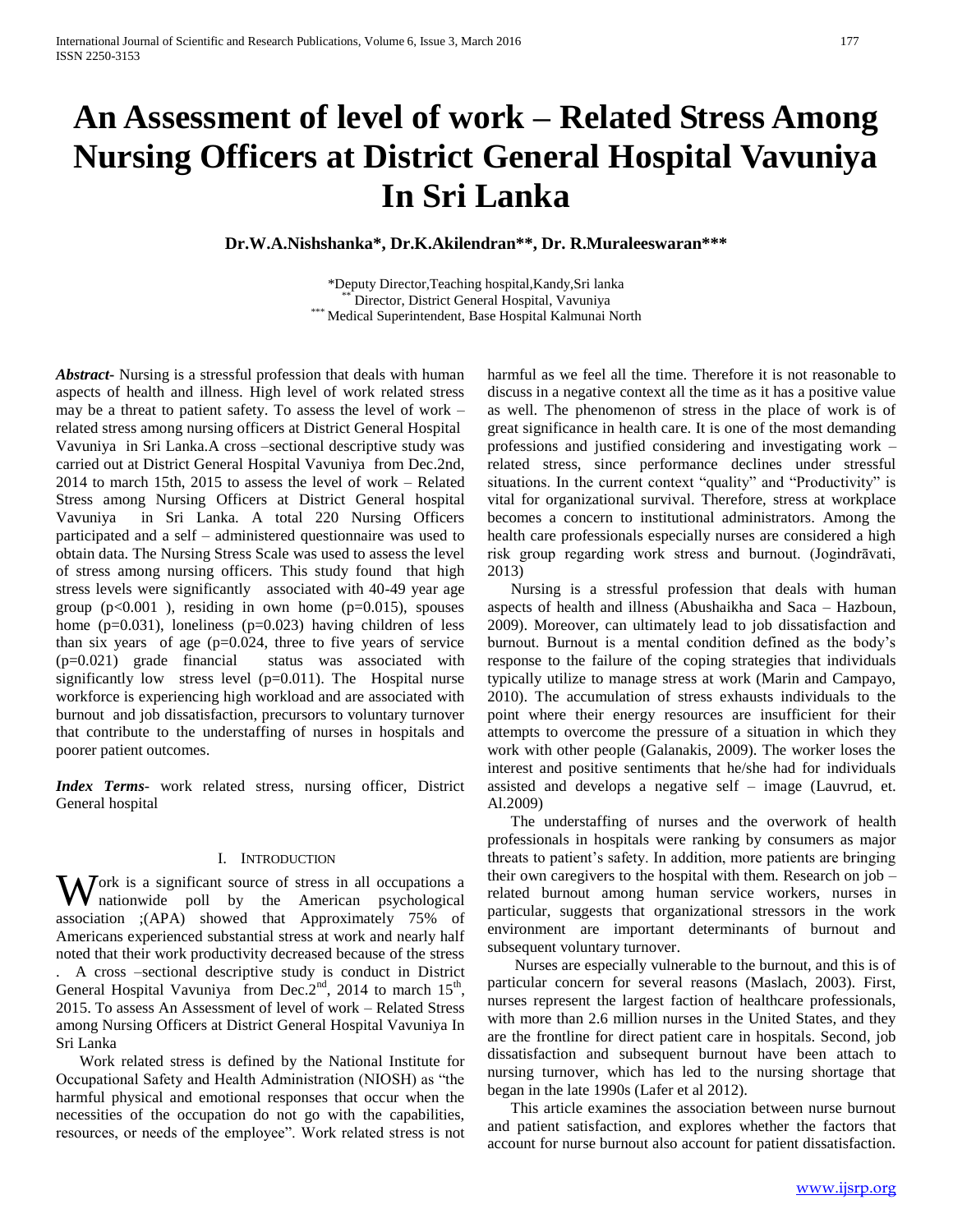# An Assessment of level of work – Related Stress Among Nursing Officers at District General Hospital Vavuniya In Sri Lanka

**Dr.W.A.Nishshanka\*, Dr.K.Akilendran\*\*, Dr. R.Muraleeswaran\*\*\***

\*Deputy Director,Teaching hospital,Kandy,Sri lanka
\*\* Director, District General Hospital, Vavuniya
\*\*\* Medical Superintendent, Base Hospital Kalmunai North

***Abstract***- Nursing is a stressful profession that deals with human aspects of health and illness. High level of work related stress may be a threat to patient safety. To assess the level of work – related stress among nursing officers at District General Hospital Vavuniya in Sri Lanka.A cross –sectional descriptive study was carried out at District General Hospital Vavuniya from Dec.2nd, 2014 to march 15th, 2015 to assess the level of work – Related Stress among Nursing Officers at District General hospital Vavuniya in Sri Lanka. A total 220 Nursing Officers participated and a self – administered questionnaire was used to obtain data. The Nursing Stress Scale was used to assess the level of stress among nursing officers. This study found that high stress levels were significantly associated with 40-49 year age group ($p<0.001$ ), residing in own home ($p=0.015$), spouses home ($p=0.031$), loneliness ($p=0.023$) having children of less than six years of age ($p=0.024$, three to five years of service ($p=0.021$) grade financial status was associated with significantly low stress level ($p=0.011$). The Hospital nurse workforce is experiencing high workload and are associated with burnout and job dissatisfaction, precursors to voluntary turnover that contribute to the understaffing of nurses in hospitals and poorer patient outcomes.

***Index Terms***- work related stress, nursing officer, District General hospital

## I. Introduction

Work is a significant source of stress in all occupations a nationwide poll by the American psychological association ;(APA) showed that Approximately 75% of Americans experienced substantial stress at work and nearly half noted that their work productivity decreased because of the stress . A cross –sectional descriptive study is conduct in District General Hospital Vavuniya from Dec.2nd, 2014 to march 15th, 2015. To assess An Assessment of level of work – Related Stress among Nursing Officers at District General Hospital Vavuniya In Sri Lanka

Work related stress is defined by the National Institute for Occupational Safety and Health Administration (NIOSH) as "the harmful physical and emotional responses that occur when the necessities of the occupation do not go with the capabilities, resources, or needs of the employee". Work related stress is not harmful as we feel all the time. Therefore it is not reasonable to discuss in a negative context all the time as it has a positive value as well. The phenomenon of stress in the place of work is of great significance in health care. It is one of the most demanding professions and justified considering and investigating work – related stress, since performance declines under stressful situations. In the current context "quality" and "Productivity" is vital for organizational survival. Therefore, stress at workplace becomes a concern to institutional administrators. Among the health care professionals especially nurses are considered a high risk group regarding work stress and burnout. (Jogindrāvati, 2013)

Nursing is a stressful profession that deals with human aspects of health and illness (Abushaikha and Saca – Hazboun, 2009). Moreover, can ultimately lead to job dissatisfaction and burnout. Burnout is a mental condition defined as the body's response to the failure of the coping strategies that individuals typically utilize to manage stress at work (Marin and Campayo, 2010). The accumulation of stress exhausts individuals to the point where their energy resources are insufficient for their attempts to overcome the pressure of a situation in which they work with other people (Galanakis, 2009). The worker loses the interest and positive sentiments that he/she had for individuals assisted and develops a negative self – image (Lauvrud, et. Al.2009)

The understaffing of nurses and the overwork of health professionals in hospitals were ranking by consumers as major threats to patient's safety. In addition, more patients are bringing their own caregivers to the hospital with them. Research on job – related burnout among human service workers, nurses in particular, suggests that organizational stressors in the work environment are important determinants of burnout and subsequent voluntary turnover.

Nurses are especially vulnerable to the burnout, and this is of particular concern for several reasons (Maslach, 2003). First, nurses represent the largest faction of healthcare professionals, with more than 2.6 million nurses in the United States, and they are the frontline for direct patient care in hospitals. Second, job dissatisfaction and subsequent burnout have been attach to nursing turnover, which has led to the nursing shortage that began in the late 1990s (Lafer et al 2012).

This article examines the association between nurse burnout and patient satisfaction, and explores whether the factors that account for nurse burnout also account for patient dissatisfaction.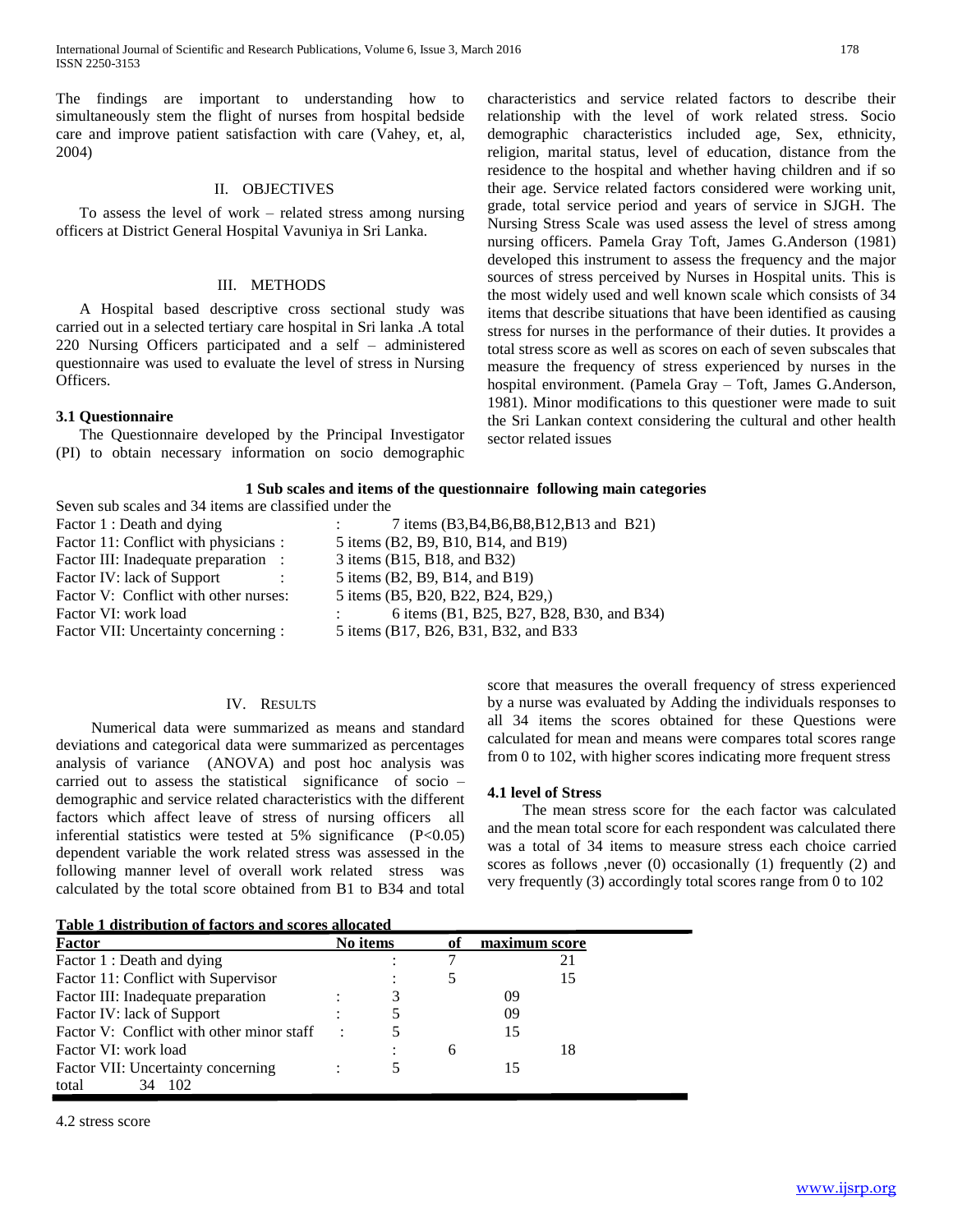The findings are important to understanding how to simultaneously stem the flight of nurses from hospital bedside care and improve patient satisfaction with care (Vahey, et, al, 2004)

## II. OBJECTIVES

To assess the level of work – related stress among nursing officers at District General Hospital Vavuniya in Sri Lanka.

## III. METHODS

A Hospital based descriptive cross sectional study was carried out in a selected tertiary care hospital in Sri lanka .A total 220 Nursing Officers participated and a self – administered questionnaire was used to evaluate the level of stress in Nursing Officers.

### 3.1 Questionnaire

The Questionnaire developed by the Principal Investigator (PI) to obtain necessary information on socio demographic characteristics and service related factors to describe their relationship with the level of work related stress. Socio demographic characteristics included age, Sex, ethnicity, religion, marital status, level of education, distance from the residence to the hospital and whether having children and if so their age. Service related factors considered were working unit, grade, total service period and years of service in SJGH. The Nursing Stress Scale was used assess the level of stress among nursing officers. Pamela Gray Toft, James G.Anderson (1981) developed this instrument to assess the frequency and the major sources of stress perceived by Nurses in Hospital units. This is the most widely used and well known scale which consists of 34 items that describe situations that have been identified as causing stress for nurses in the performance of their duties. It provides a total stress score as well as scores on each of seven subscales that measure the frequency of stress experienced by nurses in the hospital environment. (Pamela Gray – Toft, James G.Anderson, 1981). Minor modifications to this questioner were made to suit the Sri Lankan context considering the cultural and other health sector related issues

**1 Sub scales and items of the questionnaire following main categories**

Seven sub scales and 34 items are classified under the

| | |
|---|---|
| Factor 1 : Death and dying : | 7 items (B3,B4,B6,B8,B12,B13 and B21) |
| Factor 11: Conflict with physicians : | 5 items (B2, B9, B10, B14, and B19) |
| Factor III: Inadequate preparation : | 3 items (B15, B18, and B32) |
| Factor IV: lack of Support : | 5 items (B2, B9, B14, and B19) |
| Factor V: Conflict with other nurses: | 5 items (B5, B20, B22, B24, B29,) |
| Factor VI: work load : | 6 items (B1, B25, B27, B28, B30, and B34) |
| Factor VII: Uncertainty concerning : | 5 items (B17, B26, B31, B32, and B33 |

## IV. RESULTS

Numerical data were summarized as means and standard deviations and categorical data were summarized as percentages analysis of variance (ANOVA) and post hoc analysis was carried out to assess the statistical significance of socio – demographic and service related characteristics with the different factors which affect leave of stress of nursing officers all inferential statistics were tested at 5% significance ($P<0.05$) dependent variable the work related stress was assessed in the following manner level of overall work related stress was calculated by the total score obtained from B1 to B34 and total score that measures the overall frequency of stress experienced by a nurse was evaluated by Adding the individuals responses to all 34 items the scores obtained for these Questions were calculated for mean and means were compares total scores range from 0 to 102, with higher scores indicating more frequent stress

### 4.1 level of Stress

The mean stress score for the each factor was calculated and the mean total score for each respondent was calculated there was a total of 34 items to measure stress each choice carried scores as follows ,never (0) occasionally (1) frequently (2) and very frequently (3) accordingly total scores range from 0 to 102

**Table 1 distribution of factors and scores allocated**

| Factor | No items of | maximum score |
|---|---|---|
| Factor 1 : Death and dying | 7 | 21 |
| Factor 11: Conflict with Supervisor | 5 | 15 |
| Factor III: Inadequate preparation | 3 | 09 |
| Factor IV: lack of Support | 5 | 09 |
| Factor V: Conflict with other minor staff | 5 | 15 |
| Factor VI: work load | 6 | 18 |
| Factor VII: Uncertainty concerning | 5 | 15 |
| total | 34 | 102 |

4.2 stress score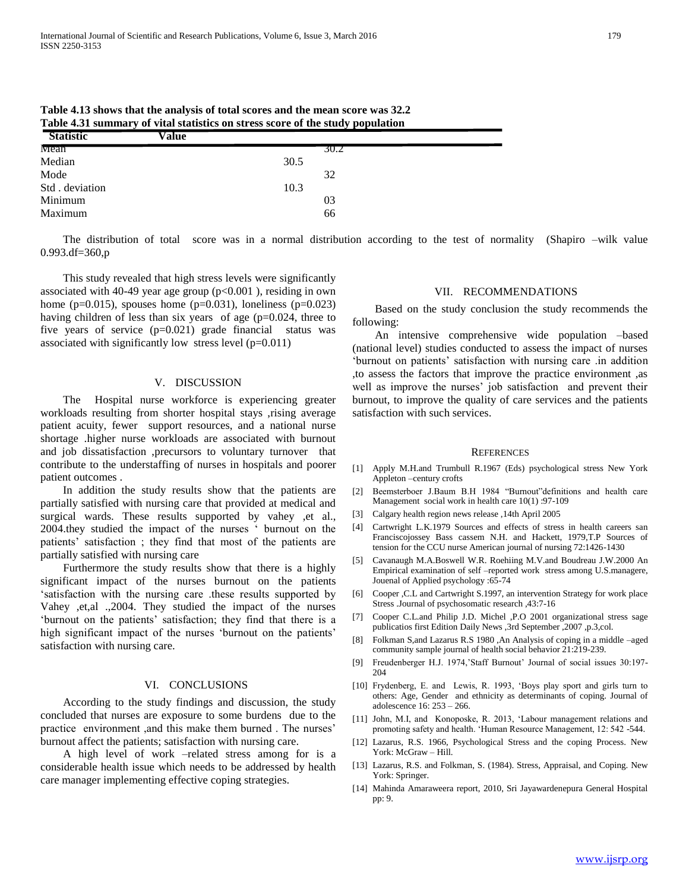**Table 4.13 shows that the analysis of total scores and the mean score was 32.2**

**Table 4.31 summary of vital statistics on stress score of the study population**

| Statistic | Value |
|---|---|
| Mean | 30.2 |
| Median | 30.5 |
| Mode | 32 |
| Std . deviation | 10.3 |
| Minimum | 03 |
| Maximum | 66 |

The distribution of total score was in a normal distribution according to the test of normality (Shapiro –wilk value 0.993.df=360,p

This study revealed that high stress levels were significantly associated with 40-49 year age group ($p<0.001$ ), residing in own home ($p=0.015$), spouses home ($p=0.031$), loneliness ($p=0.023$) having children of less than six years of age ($p=0.024$, three to five years of service ($p=0.021$) grade financial status was associated with significantly low stress level ($p=0.011$)

## V. DISCUSSION

The Hospital nurse workforce is experiencing greater workloads resulting from shorter hospital stays ,rising average patient acuity, fewer support resources, and a national nurse shortage .higher nurse workloads are associated with burnout and job dissatisfaction ,precursors to voluntary turnover that contribute to the understaffing of nurses in hospitals and poorer patient outcomes .

In addition the study results show that the patients are partially satisfied with nursing care that provided at medical and surgical wards. These results supported by vahey ,et al., 2004.they studied the impact of the nurses ' burnout on the patients' satisfaction ; they find that most of the patients are partially satisfied with nursing care

Furthermore the study results show that there is a highly significant impact of the nurses burnout on the patients 'satisfaction with the nursing care .these results supported by Vahey ,et,al .,2004. They studied the impact of the nurses 'burnout on the patients' satisfaction; they find that there is a high significant impact of the nurses 'burnout on the patients' satisfaction with nursing care.

## VI. CONCLUSIONS

According to the study findings and discussion, the study concluded that nurses are exposure to some burdens due to the practice environment ,and this make them burned . The nurses' burnout affect the patients; satisfaction with nursing care.

A high level of work –related stress among for is a considerable health issue which needs to be addressed by health care manager implementing effective coping strategies.

## VII. RECOMMENDATIONS

Based on the study conclusion the study recommends the following:

An intensive comprehensive wide population –based (national level) studies conducted to assess the impact of nurses 'burnout on patients' satisfaction with nursing care .in addition ,to assess the factors that improve the practice environment ,as well as improve the nurses' job satisfaction and prevent their burnout, to improve the quality of care services and the patients satisfaction with such services.

## REFERENCES

[1] Apply M.H.and Trumbull R.1967 (Eds) psychological stress New York Appleton –century crofts

[2] Beemsterboer J.Baum B.H 1984 "Burnout"definitions and health care Management social work in health care 10(1) :97-109

[3] Calgary health region news release ,14th April 2005

[4] Cartwright L.K.1979 Sources and effects of stress in health careers san Franciscojossey Bass cassem N.H. and Hackett, 1979,T.P Sources of tension for the CCU nurse American journal of nursing 72:1426-1430

[5] Cavanaugh M.A.Boswell W.R. Roehiing M.V.and Boudreau J.W.2000 An Empirical examination of self –reported work stress among U.S.managere, Jouenal of Applied psychology :65-74

[6] Cooper ,C.L and Cartwright S.1997, an intervention Strategy for work place Stress .Journal of psychosomatic research ,43:7-16

[7] Cooper C.L.and Philip J.D. Michel ,P.O 2001 organizational stress sage publicatios first Edition Daily News ,3rd September ,2007 ,p.3,col.

[8] Folkman S,and Lazarus R.S 1980 ,An Analysis of coping in a middle –aged community sample journal of health social behavior 21:219-239.

[9] Freudenberger H.J. 1974,'Staff Burnout' Journal of social issues 30:197-204

[10] Frydenberg, E. and Lewis, R. 1993, 'Boys play sport and girls turn to others: Age, Gender and ethnicity as determinants of coping. Journal of adolescence 16: 253 – 266.

[11] John, M.I, and Konoposke, R. 2013, 'Labour management relations and promoting safety and health. 'Human Resource Management, 12: 542 -544.

[12] Lazarus, R.S. 1966, Psychological Stress and the coping Process. New York: McGraw – Hill.

[13] Lazarus, R.S. and Folkman, S. (1984). Stress, Appraisal, and Coping. New York: Springer.

[14] Mahinda Amaraweera report, 2010, Sri Jayawardenepura General Hospital pp: 9.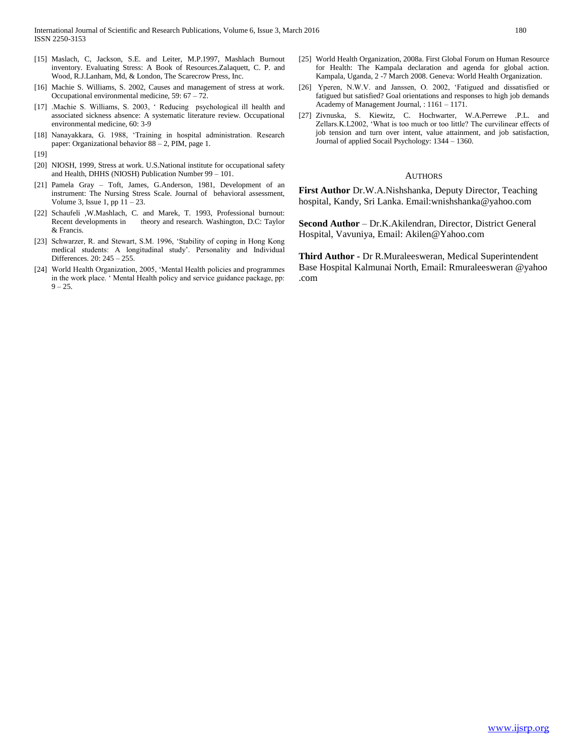[15] Maslach, C, Jackson, S.E. and Leiter, M.P.1997, Mashlach Burnout inventory. Evaluating Stress: A Book of Resources.Zalaquett, C. P. and Wood, R.J.Lanham, Md, & London, The Scarecrow Press, Inc.

[16] Machie S. Williams, S. 2002, Causes and management of stress at work. Occupational environmental medicine, 59: 67 – 72.

[17] .Machie S. Williams, S. 2003, ' Reducing psychological ill health and associated sickness absence: A systematic literature review. Occupational environmental medicine, 60: 3-9

[18] Nanayakkara, G. 1988, 'Training in hospital administration. Research paper: Organizational behavior 88 – 2, PIM, page 1.

[19]

[20] NIOSH, 1999, Stress at work. U.S.National institute for occupational safety and Health, DHHS (NIOSH) Publication Number 99 – 101.

[21] Pamela Gray – Toft, James, G.Anderson, 1981, Development of an instrument: The Nursing Stress Scale. Journal of behavioral assessment, Volume 3, Issue 1, pp 11 – 23.

[22] Schaufeli ,W.Mashlach, C. and Marek, T. 1993, Professional burnout: Recent developments in theory and research. Washington, D.C: Taylor & Francis.

[23] Schwarzer, R. and Stewart, S.M. 1996, 'Stability of coping in Hong Kong medical students: A longitudinal study'. Personality and Individual Differences. 20: 245 – 255.

[24] World Health Organization, 2005, 'Mental Health policies and programmes in the work place. ' Mental Health policy and service guidance package, pp: 9 – 25.

[25] World Health Organization, 2008a. First Global Forum on Human Resource for Health: The Kampala declaration and agenda for global action. Kampala, Uganda, 2 -7 March 2008. Geneva: World Health Organization.

[26] Yperen, N.W.V. and Janssen, O. 2002, 'Fatigued and dissatisfied or fatigued but satisfied? Goal orientations and responses to high job demands Academy of Management Journal, : 1161 – 1171.

[27] Zivnuska, S. Kiewitz, C. Hochwarter, W.A.Perrewe .P.L. and Zellars.K.L2002, 'What is too much or too little? The curvilinear effects of job tension and turn over intent, value attainment, and job satisfaction, Journal of applied Socail Psychology: 1344 – 1360.

## AUTHORS

**First Author** Dr.W.A.Nishshanka, Deputy Director, Teaching hospital, Kandy, Sri Lanka. Email:wnishshanka@yahoo.com

**Second Author** – Dr.K.Akilendran, Director, District General Hospital, Vavuniya, Email: Akilen@Yahoo.com

**Third Author -** Dr R.MuraleeswERAN, Medical Superintendent Base Hospital Kalmunai North, Email: Rmuraleesweran @yahoo .com